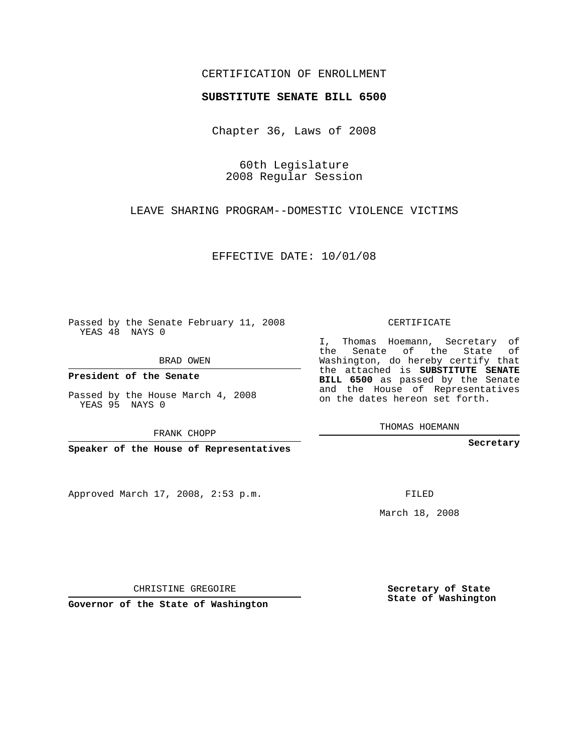CERTIFICATION OF ENROLLMENT

**SUBSTITUTE SENATE BILL 6500**

Chapter 36, Laws of 2008

60th Legislature
2008 Regular Session

LEAVE SHARING PROGRAM--DOMESTIC VIOLENCE VICTIMS

EFFECTIVE DATE: 10/01/08

Passed by the Senate February 11, 2008
YEAS 48 NAYS 0

BRAD OWEN

**President of the Senate**

Passed by the House March 4, 2008
YEAS 95 NAYS 0

FRANK CHOPP

**Speaker of the House of Representatives**

Approved March 17, 2008, 2:53 p.m.

CHRISTINE GREGOIRE

**Governor of the State of Washington**

CERTIFICATE

I, Thomas Hoemann, Secretary of the Senate of the State of Washington, do hereby certify that the attached is **SUBSTITUTE SENATE BILL 6500** as passed by the Senate and the House of Representatives on the dates hereon set forth.

THOMAS HOEMANN

**Secretary**

FILED

March 18, 2008

**Secretary of State**
**State of Washington**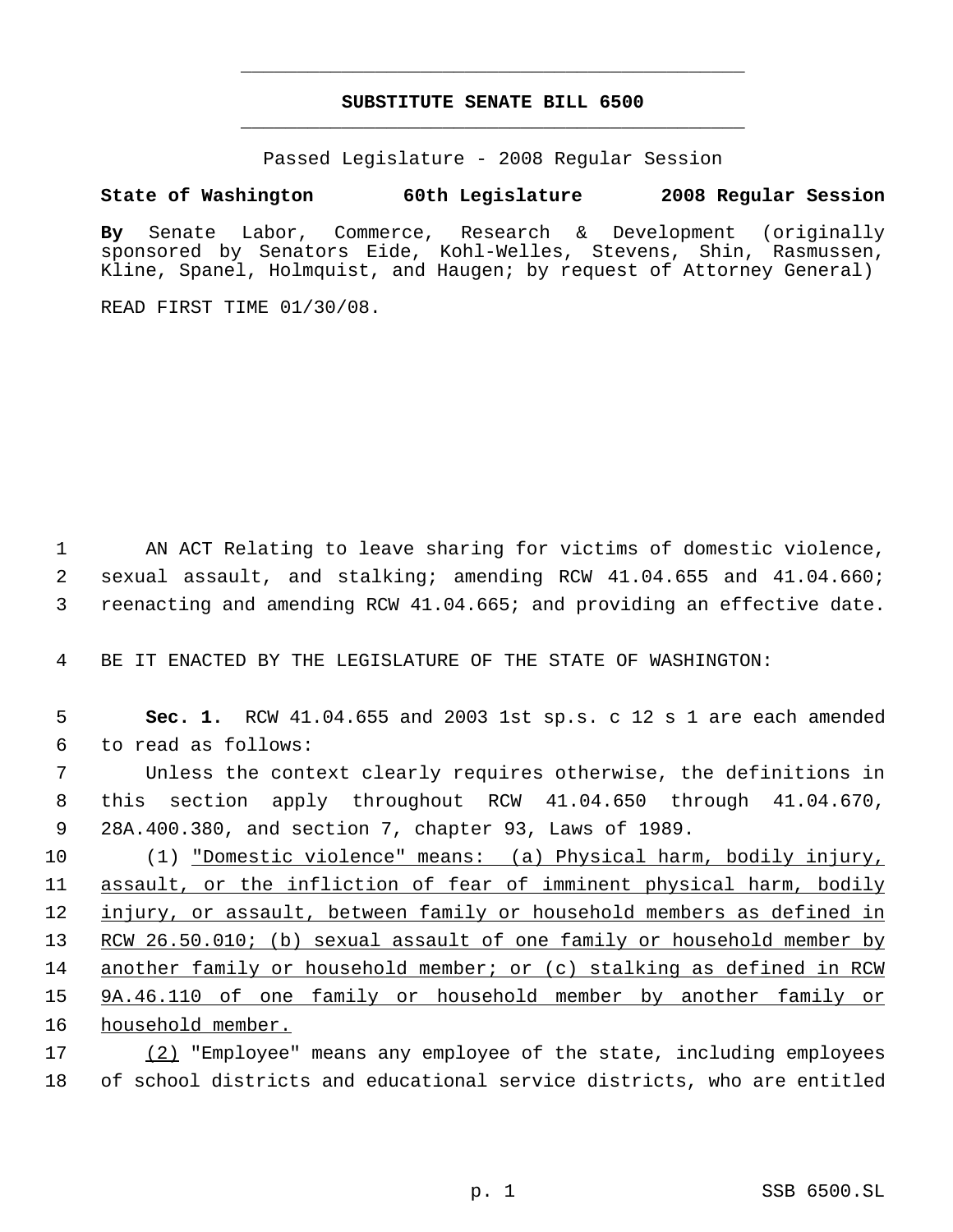# SUBSTITUTE SENATE BILL 6500

Passed Legislature - 2008 Regular Session

**State of Washington 60th Legislature 2008 Regular Session**

**By** Senate Labor, Commerce, Research & Development (originally sponsored by Senators Eide, Kohl-Welles, Stevens, Shin, Rasmussen, Kline, Spanel, Holmquist, and Haugen; by request of Attorney General)

READ FIRST TIME 01/30/08.

AN ACT Relating to leave sharing for victims of domestic violence, sexual assault, and stalking; amending RCW 41.04.655 and 41.04.660; reenacting and amending RCW 41.04.665; and providing an effective date.

BE IT ENACTED BY THE LEGISLATURE OF THE STATE OF WASHINGTON:

**Sec. 1.** RCW 41.04.655 and 2003 1st sp.s. c 12 s 1 are each amended to read as follows:

Unless the context clearly requires otherwise, the definitions in this section apply throughout RCW 41.04.650 through 41.04.670, 28A.400.380, and section 7, chapter 93, Laws of 1989.

(1) "Domestic violence" means: (a) Physical harm, bodily injury, assault, or the infliction of fear of imminent physical harm, bodily injury, or assault, between family or household members as defined in RCW 26.50.010; (b) sexual assault of one family or household member by another family or household member; or (c) stalking as defined in RCW 9A.46.110 of one family or household member by another family or household member.

(2) "Employee" means any employee of the state, including employees of school districts and educational service districts, who are entitled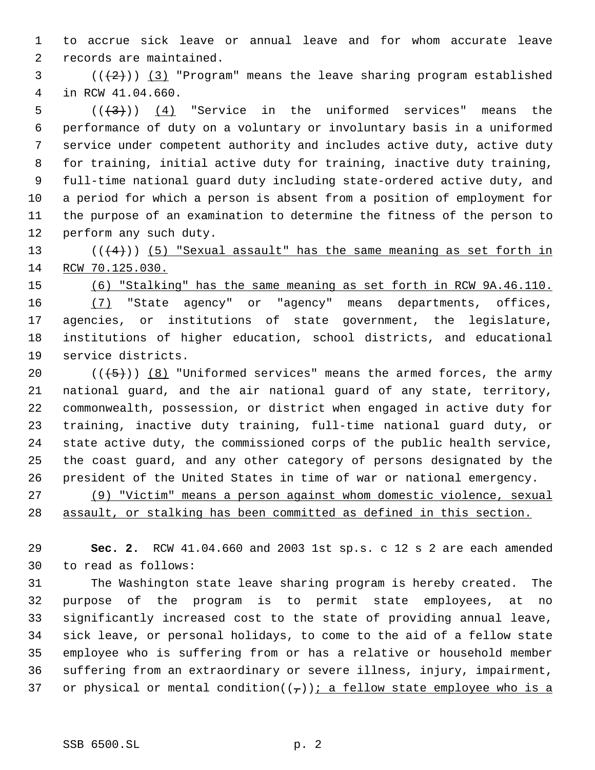to accrue sick leave or annual leave and for whom accurate leave records are maintained.

(((2))) (3) "Program" means the leave sharing program established in RCW 41.04.660.

(((3))) (4) "Service in the uniformed services" means the performance of duty on a voluntary or involuntary basis in a uniformed service under competent authority and includes active duty, active duty for training, initial active duty for training, inactive duty training, full-time national guard duty including state-ordered active duty, and a period for which a person is absent from a position of employment for the purpose of an examination to determine the fitness of the person to perform any such duty.

(((4))) (5) "Sexual assault" has the same meaning as set forth in RCW 70.125.030.

(6) "Stalking" has the same meaning as set forth in RCW 9A.46.110.

(7) "State agency" or "agency" means departments, offices, agencies, or institutions of state government, the legislature, institutions of higher education, school districts, and educational service districts.

(((5))) (8) "Uniformed services" means the armed forces, the army national guard, and the air national guard of any state, territory, commonwealth, possession, or district when engaged in active duty for training, inactive duty training, full-time national guard duty, or state active duty, the commissioned corps of the public health service, the coast guard, and any other category of persons designated by the president of the United States in time of war or national emergency.

(9) "Victim" means a person against whom domestic violence, sexual assault, or stalking has been committed as defined in this section.

**Sec. 2.** RCW 41.04.660 and 2003 1st sp.s. c 12 s 2 are each amended to read as follows:

The Washington state leave sharing program is hereby created. The purpose of the program is to permit state employees, at no significantly increased cost to the state of providing annual leave, sick leave, or personal holidays, to come to the aid of a fellow state employee who is suffering from or has a relative or household member suffering from an extraordinary or severe illness, injury, impairment, or physical or mental condition((,)); a fellow state employee who is a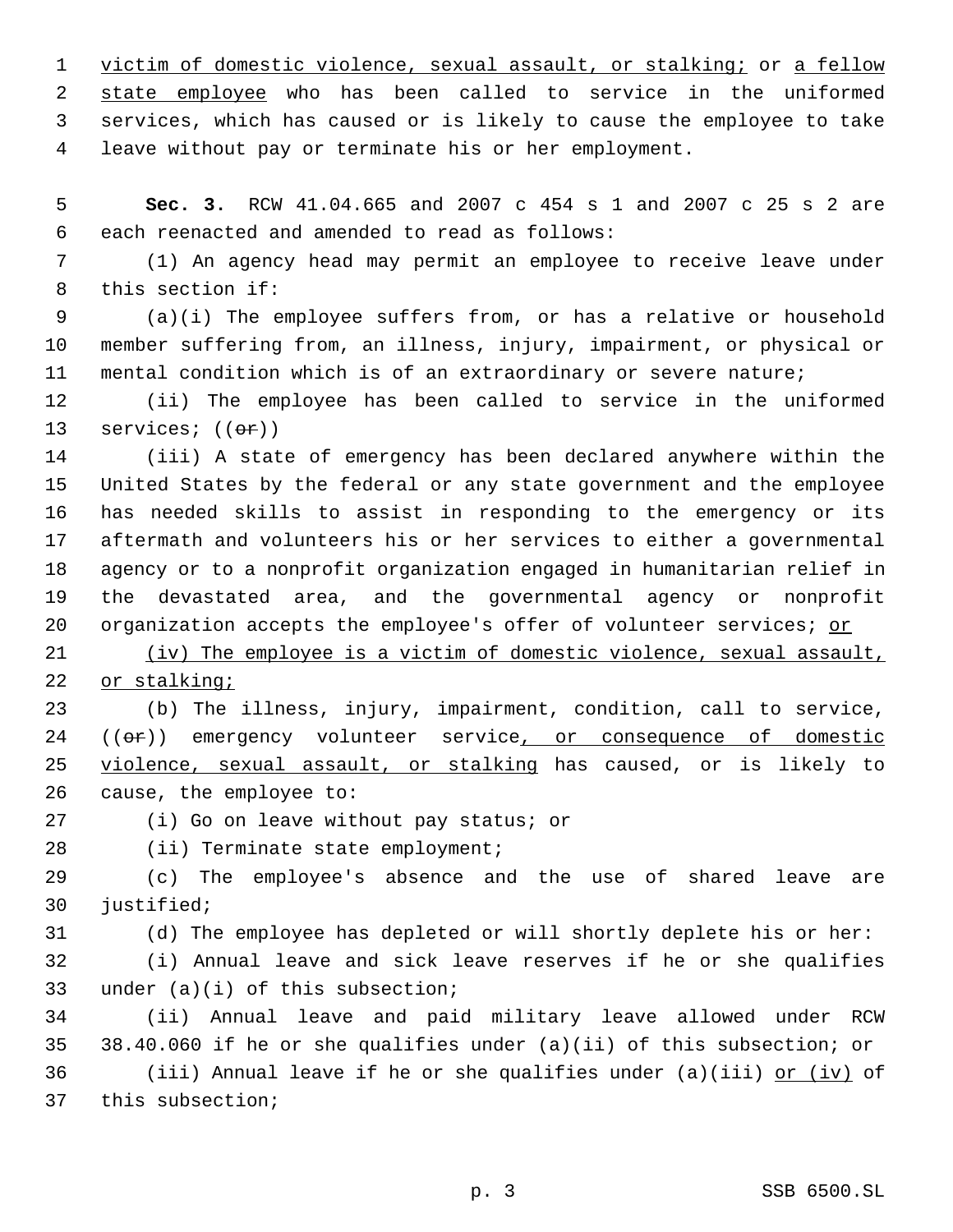victim of domestic violence, sexual assault, or stalking; or a fellow state employee who has been called to service in the uniformed services, which has caused or is likely to cause the employee to take leave without pay or terminate his or her employment.

**Sec. 3.** RCW 41.04.665 and 2007 c 454 s 1 and 2007 c 25 s 2 are each reenacted and amended to read as follows:

(1) An agency head may permit an employee to receive leave under this section if:

(a)(i) The employee suffers from, or has a relative or household member suffering from, an illness, injury, impairment, or physical or mental condition which is of an extraordinary or severe nature;

(ii) The employee has been called to service in the uniformed services; ((~~or~~))

(iii) A state of emergency has been declared anywhere within the United States by the federal or any state government and the employee has needed skills to assist in responding to the emergency or its aftermath and volunteers his or her services to either a governmental agency or to a nonprofit organization engaged in humanitarian relief in the devastated area, and the governmental agency or nonprofit organization accepts the employee's offer of volunteer services; or

(iv) The employee is a victim of domestic violence, sexual assault, or stalking;

(b) The illness, injury, impairment, condition, call to service, ((~~or~~)) emergency volunteer service, or consequence of domestic violence, sexual assault, or stalking has caused, or is likely to cause, the employee to:

(i) Go on leave without pay status; or

(ii) Terminate state employment;

(c) The employee's absence and the use of shared leave are justified;

(d) The employee has depleted or will shortly deplete his or her:

(i) Annual leave and sick leave reserves if he or she qualifies under (a)(i) of this subsection;

(ii) Annual leave and paid military leave allowed under RCW 38.40.060 if he or she qualifies under (a)(ii) of this subsection; or

(iii) Annual leave if he or she qualifies under (a)(iii) or (iv) of this subsection;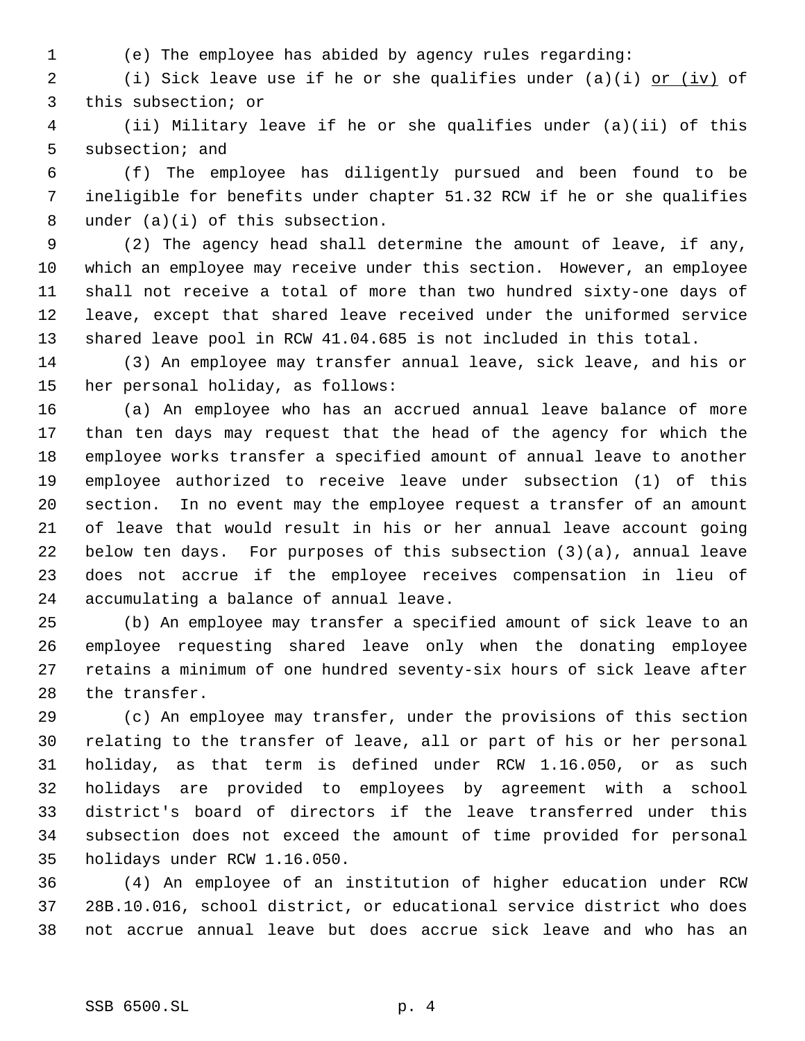(e) The employee has abided by agency rules regarding:

(i) Sick leave use if he or she qualifies under (a)(i) <u>or (iv)</u> of this subsection; or

(ii) Military leave if he or she qualifies under (a)(ii) of this subsection; and

(f) The employee has diligently pursued and been found to be ineligible for benefits under chapter 51.32 RCW if he or she qualifies under (a)(i) of this subsection.

(2) The agency head shall determine the amount of leave, if any, which an employee may receive under this section. However, an employee shall not receive a total of more than two hundred sixty-one days of leave, except that shared leave received under the uniformed service shared leave pool in RCW 41.04.685 is not included in this total.

(3) An employee may transfer annual leave, sick leave, and his or her personal holiday, as follows:

(a) An employee who has an accrued annual leave balance of more than ten days may request that the head of the agency for which the employee works transfer a specified amount of annual leave to another employee authorized to receive leave under subsection (1) of this section. In no event may the employee request a transfer of an amount of leave that would result in his or her annual leave account going below ten days. For purposes of this subsection (3)(a), annual leave does not accrue if the employee receives compensation in lieu of accumulating a balance of annual leave.

(b) An employee may transfer a specified amount of sick leave to an employee requesting shared leave only when the donating employee retains a minimum of one hundred seventy-six hours of sick leave after the transfer.

(c) An employee may transfer, under the provisions of this section relating to the transfer of leave, all or part of his or her personal holiday, as that term is defined under RCW 1.16.050, or as such holidays are provided to employees by agreement with a school district's board of directors if the leave transferred under this subsection does not exceed the amount of time provided for personal holidays under RCW 1.16.050.

(4) An employee of an institution of higher education under RCW 28B.10.016, school district, or educational service district who does not accrue annual leave but does accrue sick leave and who has an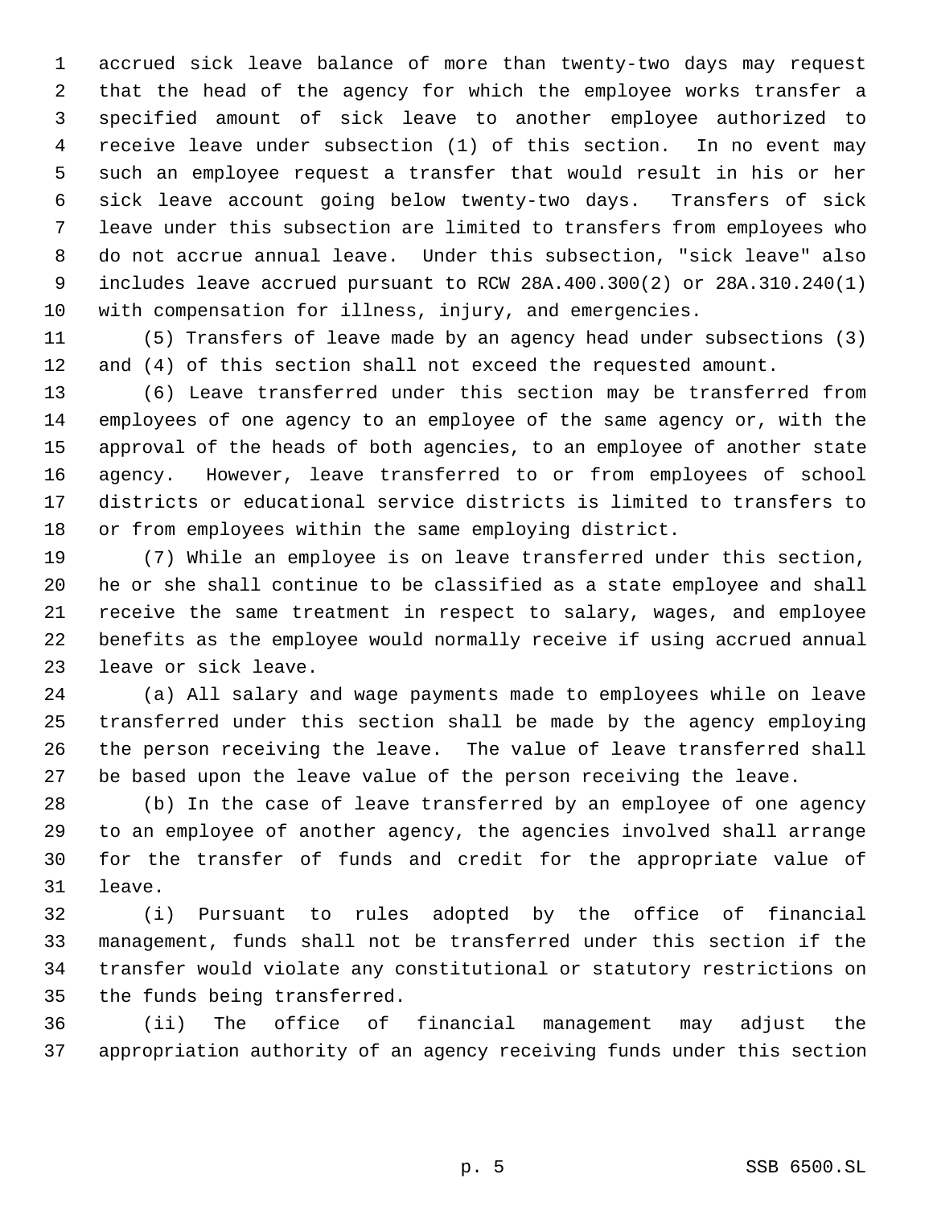accrued sick leave balance of more than twenty-two days may request that the head of the agency for which the employee works transfer a specified amount of sick leave to another employee authorized to receive leave under subsection (1) of this section. In no event may such an employee request a transfer that would result in his or her sick leave account going below twenty-two days. Transfers of sick leave under this subsection are limited to transfers from employees who do not accrue annual leave. Under this subsection, "sick leave" also includes leave accrued pursuant to RCW 28A.400.300(2) or 28A.310.240(1) with compensation for illness, injury, and emergencies.

(5) Transfers of leave made by an agency head under subsections (3) and (4) of this section shall not exceed the requested amount.

(6) Leave transferred under this section may be transferred from employees of one agency to an employee of the same agency or, with the approval of the heads of both agencies, to an employee of another state agency. However, leave transferred to or from employees of school districts or educational service districts is limited to transfers to or from employees within the same employing district.

(7) While an employee is on leave transferred under this section, he or she shall continue to be classified as a state employee and shall receive the same treatment in respect to salary, wages, and employee benefits as the employee would normally receive if using accrued annual leave or sick leave.

(a) All salary and wage payments made to employees while on leave transferred under this section shall be made by the agency employing the person receiving the leave. The value of leave transferred shall be based upon the leave value of the person receiving the leave.

(b) In the case of leave transferred by an employee of one agency to an employee of another agency, the agencies involved shall arrange for the transfer of funds and credit for the appropriate value of leave.

(i) Pursuant to rules adopted by the office of financial management, funds shall not be transferred under this section if the transfer would violate any constitutional or statutory restrictions on the funds being transferred.

(ii) The office of financial management may adjust the appropriation authority of an agency receiving funds under this section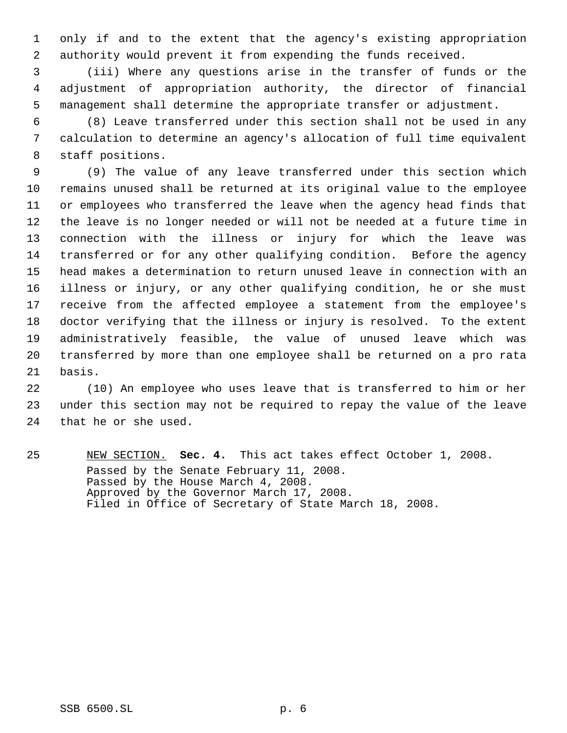only if and to the extent that the agency's existing appropriation authority would prevent it from expending the funds received.

(iii) Where any questions arise in the transfer of funds or the adjustment of appropriation authority, the director of financial management shall determine the appropriate transfer or adjustment.

(8) Leave transferred under this section shall not be used in any calculation to determine an agency's allocation of full time equivalent staff positions.

(9) The value of any leave transferred under this section which remains unused shall be returned at its original value to the employee or employees who transferred the leave when the agency head finds that the leave is no longer needed or will not be needed at a future time in connection with the illness or injury for which the leave was transferred or for any other qualifying condition. Before the agency head makes a determination to return unused leave in connection with an illness or injury, or any other qualifying condition, he or she must receive from the affected employee a statement from the employee's doctor verifying that the illness or injury is resolved. To the extent administratively feasible, the value of unused leave which was transferred by more than one employee shall be returned on a pro rata basis.

(10) An employee who uses leave that is transferred to him or her under this section may not be required to repay the value of the leave that he or she used.

NEW SECTION. **Sec. 4.** This act takes effect October 1, 2008.

Passed by the Senate February 11, 2008.
Passed by the House March 4, 2008.
Approved by the Governor March 17, 2008.
Filed in Office of Secretary of State March 18, 2008.